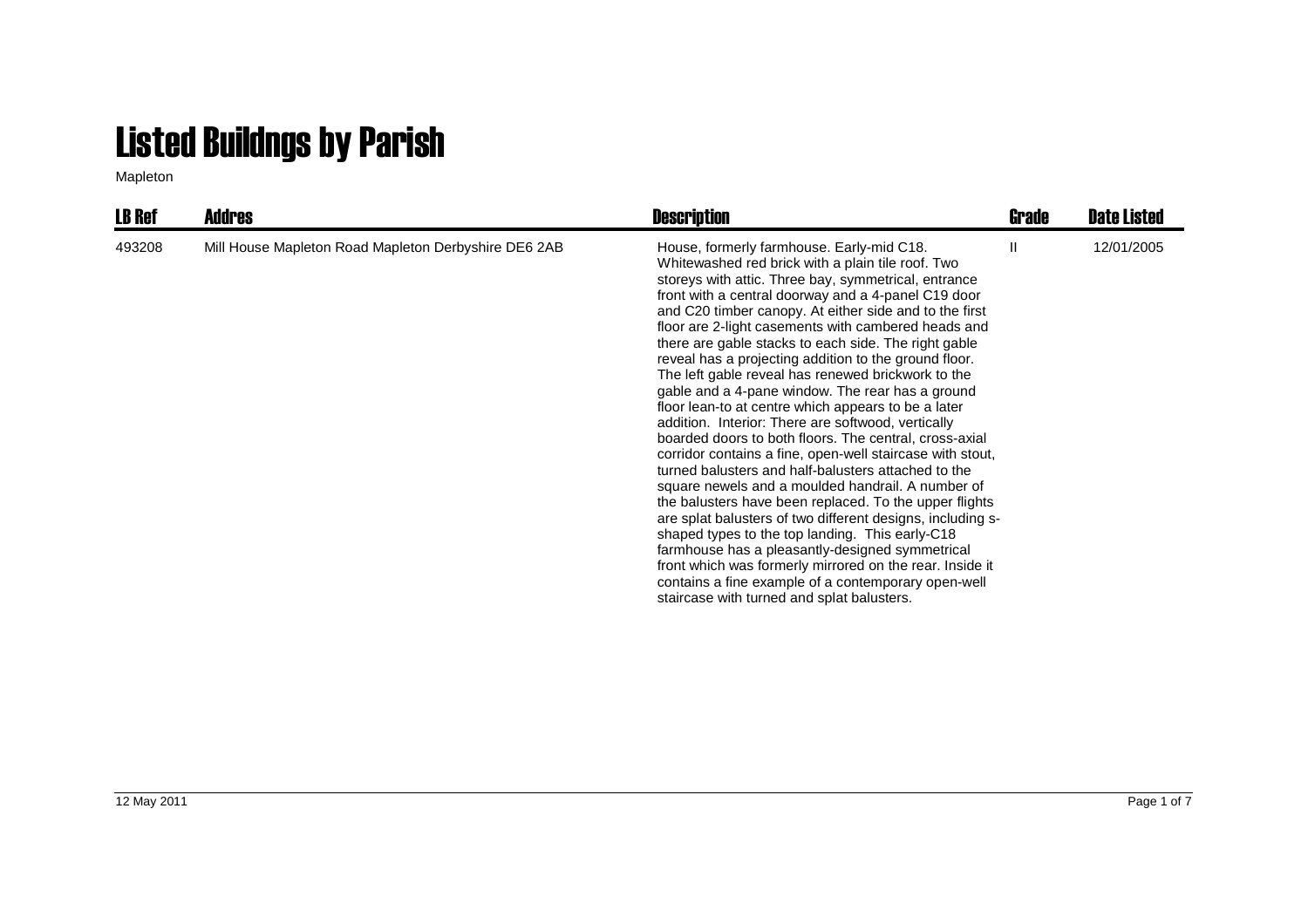# Listed Buildngs by Parish

Mapleton

| LB Ref | Addres | Description | Grade | Date Listed |
|---|---|---|---|---|
| 493208 | Mill House Mapleton Road Mapleton Derbyshire DE6 2AB | House, formerly farmhouse. Early-mid C18. Whitewashed red brick with a plain tile roof. Two storeys with attic. Three bay, symmetrical, entrance front with a central doorway and a 4-panel C19 door and C20 timber canopy. At either side and to the first floor are 2-light casements with cambered heads and there are gable stacks to each side. The right gable reveal has a projecting addition to the ground floor. The left gable reveal has renewed brickwork to the gable and a 4-pane window. The rear has a ground floor lean-to at centre which appears to be a later addition. Interior: There are softwood, vertically boarded doors to both floors. The central, cross-axial corridor contains a fine, open-well staircase with stout, turned balusters and half-balusters attached to the square newels and a moulded handrail. A number of the balusters have been replaced. To the upper flights are splat balusters of two different designs, including s-shaped types to the top landing. This early-C18 farmhouse has a pleasantly-designed symmetrical front which was formerly mirrored on the rear. Inside it contains a fine example of a contemporary open-well staircase with turned and splat balusters. | II | 12/01/2005 |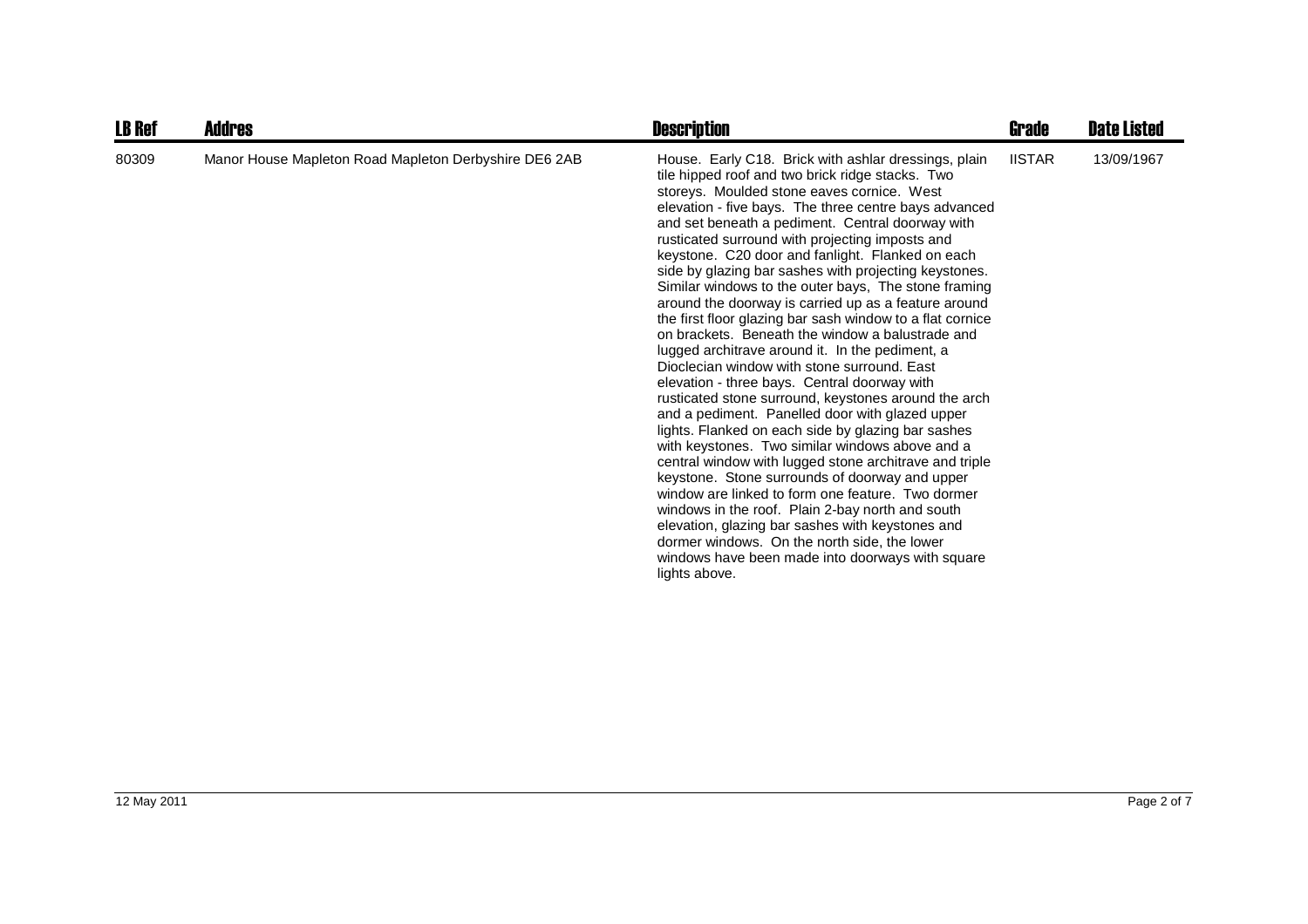| LB Ref | Addres | Description | Grade | Date Listed |
| --- | --- | --- | --- | --- |
| 80309 | Manor House Mapleton Road Mapleton Derbyshire DE6 2AB | House. Early C18. Brick with ashlar dressings, plain tile hipped roof and two brick ridge stacks. Two storeys. Moulded stone eaves cornice. West elevation - five bays. The three centre bays advanced and set beneath a pediment. Central doorway with rusticated surround with projecting imposts and keystone. C20 door and fanlight. Flanked on each side by glazing bar sashes with projecting keystones. Similar windows to the outer bays, The stone framing around the doorway is carried up as a feature around the first floor glazing bar sash window to a flat cornice on brackets. Beneath the window a balustrade and lugged architrave around it. In the pediment, a Dioclecian window with stone surround. East elevation - three bays. Central doorway with rusticated stone surround, keystones around the arch and a pediment. Panelled door with glazed upper lights. Flanked on each side by glazing bar sashes with keystones. Two similar windows above and a central window with lugged stone architrave and triple keystone. Stone surrounds of doorway and upper window are linked to form one feature. Two dormer windows in the roof. Plain 2-bay north and south elevation, glazing bar sashes with keystones and dormer windows. On the north side, the lower windows have been made into doorways with square lights above. | IISTAR | 13/09/1967 |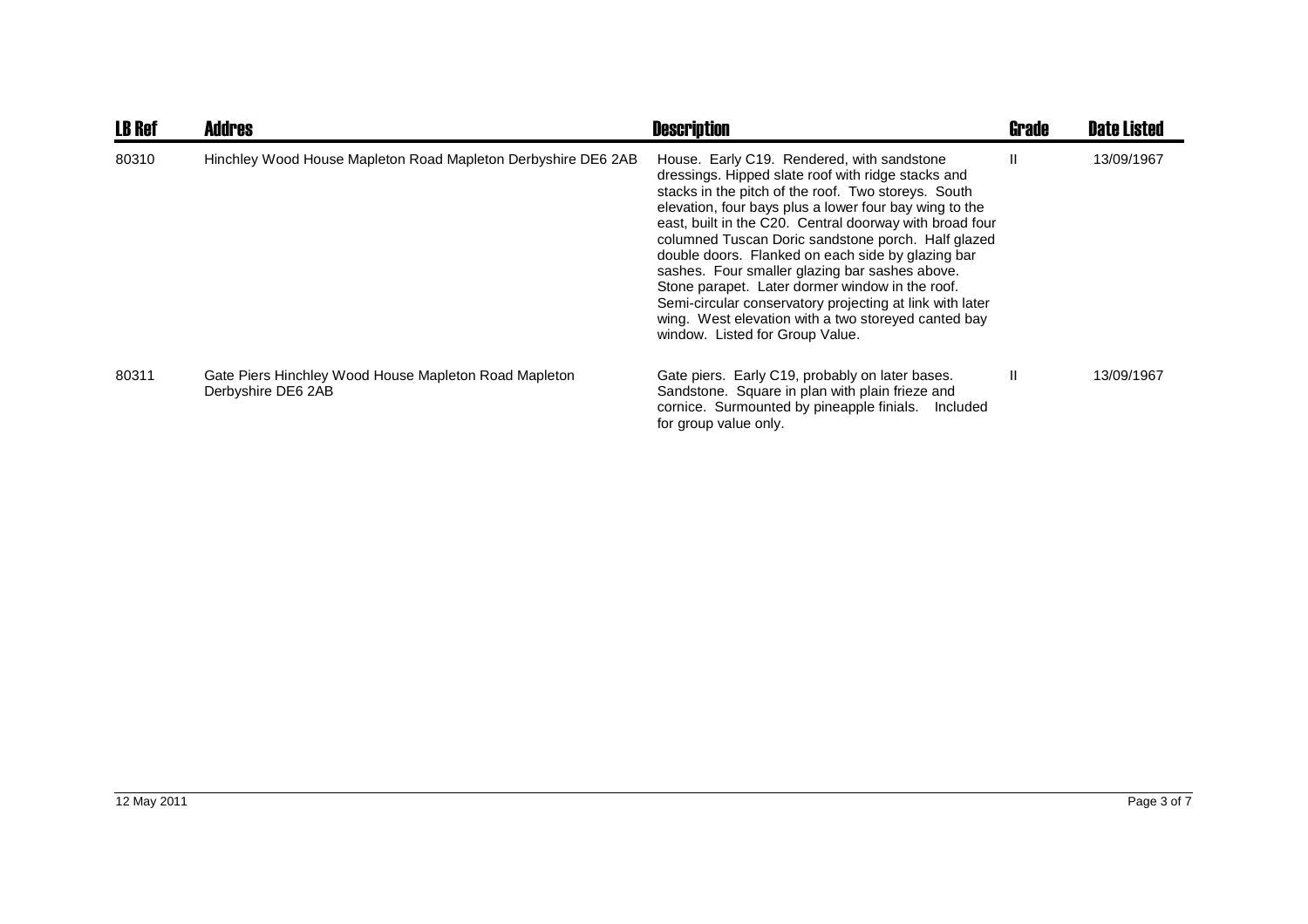| LB Ref | Addres | Description | Grade | Date Listed |
|---|---|---|---|---|
| 80310 | Hinchley Wood House Mapleton Road Mapleton Derbyshire DE6 2AB | House. Early C19. Rendered, with sandstone dressings. Hipped slate roof with ridge stacks and stacks in the pitch of the roof. Two storeys. South elevation, four bays plus a lower four bay wing to the east, built in the C20. Central doorway with broad four columned Tuscan Doric sandstone porch. Half glazed double doors. Flanked on each side by glazing bar sashes. Four smaller glazing bar sashes above. Stone parapet. Later dormer window in the roof. Semi-circular conservatory projecting at link with later wing. West elevation with a two storeyed canted bay window. Listed for Group Value. | II | 13/09/1967 |
| 80311 | Gate Piers Hinchley Wood House Mapleton Road Mapleton Derbyshire DE6 2AB | Gate piers. Early C19, probably on later bases. Sandstone. Square in plan with plain frieze and cornice. Surmounted by pineapple finials. Included for group value only. | II | 13/09/1967 |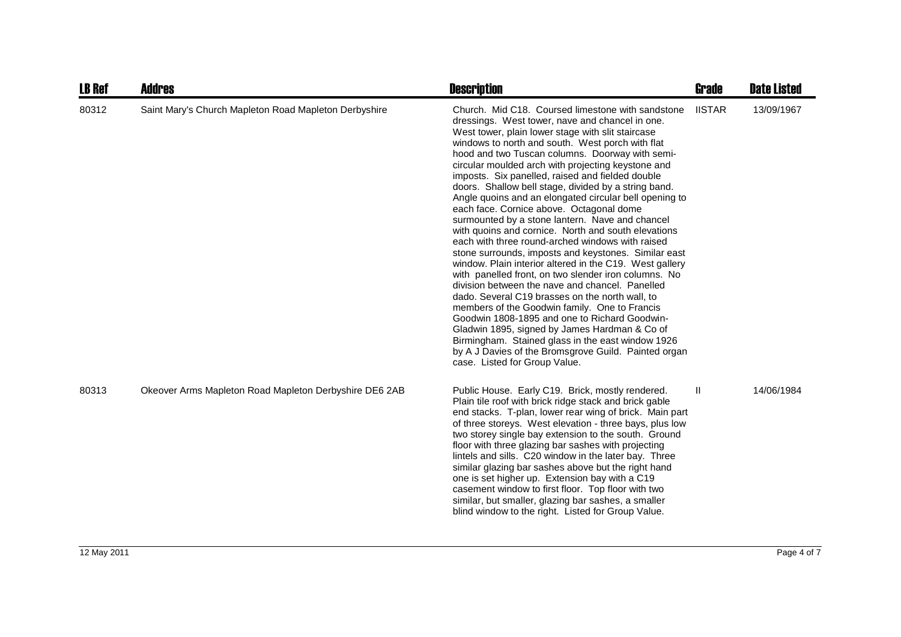| LB Ref | Addres | Description | Grade | Date Listed |
| --- | --- | --- | --- | --- |
| 80312 | Saint Mary's Church Mapleton Road Mapleton Derbyshire | Church. Mid C18. Coursed limestone with sandstone dressings. West tower, nave and chancel in one. West tower, plain lower stage with slit staircase windows to north and south. West porch with flat hood and two Tuscan columns. Doorway with semi-circular moulded arch with projecting keystone and imposts. Six panelled, raised and fielded double doors. Shallow bell stage, divided by a string band. Angle quoins and an elongated circular bell opening to each face. Cornice above. Octagonal dome surmounted by a stone lantern. Nave and chancel with quoins and cornice. North and south elevations each with three round-arched windows with raised stone surrounds, imposts and keystones. Similar east window. Plain interior altered in the C19. West gallery with panelled front, on two slender iron columns. No division between the nave and chancel. Panelled dado. Several C19 brasses on the north wall, to members of the Goodwin family. One to Francis Goodwin 1808-1895 and one to Richard Goodwin-Gladwin 1895, signed by James Hardman & Co of Birmingham. Stained glass in the east window 1926 by A J Davies of the Bromsgrove Guild. Painted organ case. Listed for Group Value. | IISTAR | 13/09/1967 |
| 80313 | Okeover Arms Mapleton Road Mapleton Derbyshire DE6 2AB | Public House. Early C19. Brick, mostly rendered. Plain tile roof with brick ridge stack and brick gable end stacks. T-plan, lower rear wing of brick. Main part of three storeys. West elevation - three bays, plus low two storey single bay extension to the south. Ground floor with three glazing bar sashes with projecting lintels and sills. C20 window in the later bay. Three similar glazing bar sashes above but the right hand one is set higher up. Extension bay with a C19 casement window to first floor. Top floor with two similar, but smaller, glazing bar sashes, a smaller blind window to the right. Listed for Group Value. | II | 14/06/1984 |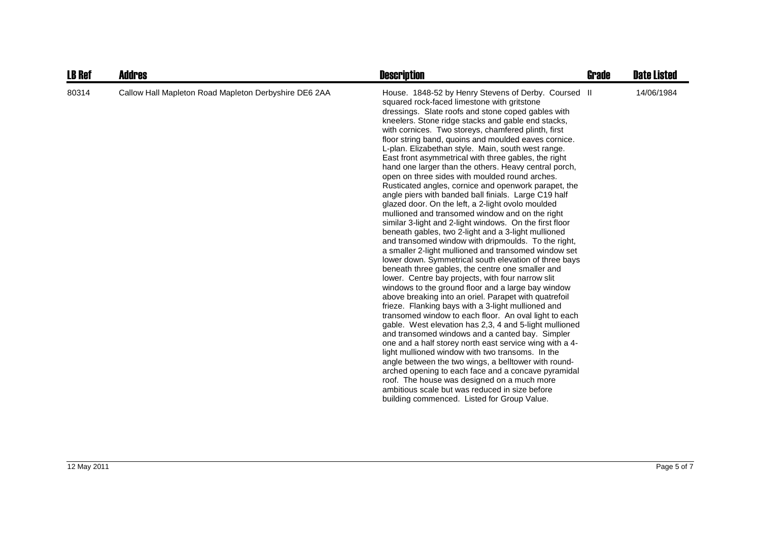| LB Ref | Addres | Description | Grade | Date Listed |
| --- | --- | --- | --- | --- |
| 80314 | Callow Hall Mapleton Road Mapleton Derbyshire DE6 2AA | House. 1848-52 by Henry Stevens of Derby. Coursed squared rock-faced limestone with gritstone dressings. Slate roofs and stone coped gables with kneelers. Stone ridge stacks and gable end stacks, with cornices. Two storeys, chamfered plinth, first floor string band, quoins and moulded eaves cornice. L-plan. Elizabethan style. Main, south west range. East front asymmetrical with three gables, the right hand one larger than the others. Heavy central porch, open on three sides with moulded round arches. Rusticated angles, cornice and openwork parapet, the angle piers with banded ball finials. Large C19 half glazed door. On the left, a 2-light ovolo moulded mullioned and transomed window and on the right similar 3-light and 2-light windows. On the first floor beneath gables, two 2-light and a 3-light mullioned and transomed window with dripmoulds. To the right, a smaller 2-light mullioned and transomed window set lower down. Symmetrical south elevation of three bays beneath three gables, the centre one smaller and lower. Centre bay projects, with four narrow slit windows to the ground floor and a large bay window above breaking into an oriel. Parapet with quatrefoil frieze. Flanking bays with a 3-light mullioned and transomed window to each floor. An oval light to each gable. West elevation has 2,3, 4 and 5-light mullioned and transomed windows and a canted bay. Simpler one and a half storey north east service wing with a 4-light mullioned window with two transoms. In the angle between the two wings, a belltower with round-arched opening to each face and a concave pyramidal roof. The house was designed on a much more ambitious scale but was reduced in size before building commenced. Listed for Group Value. | II | 14/06/1984 |

12 May 2011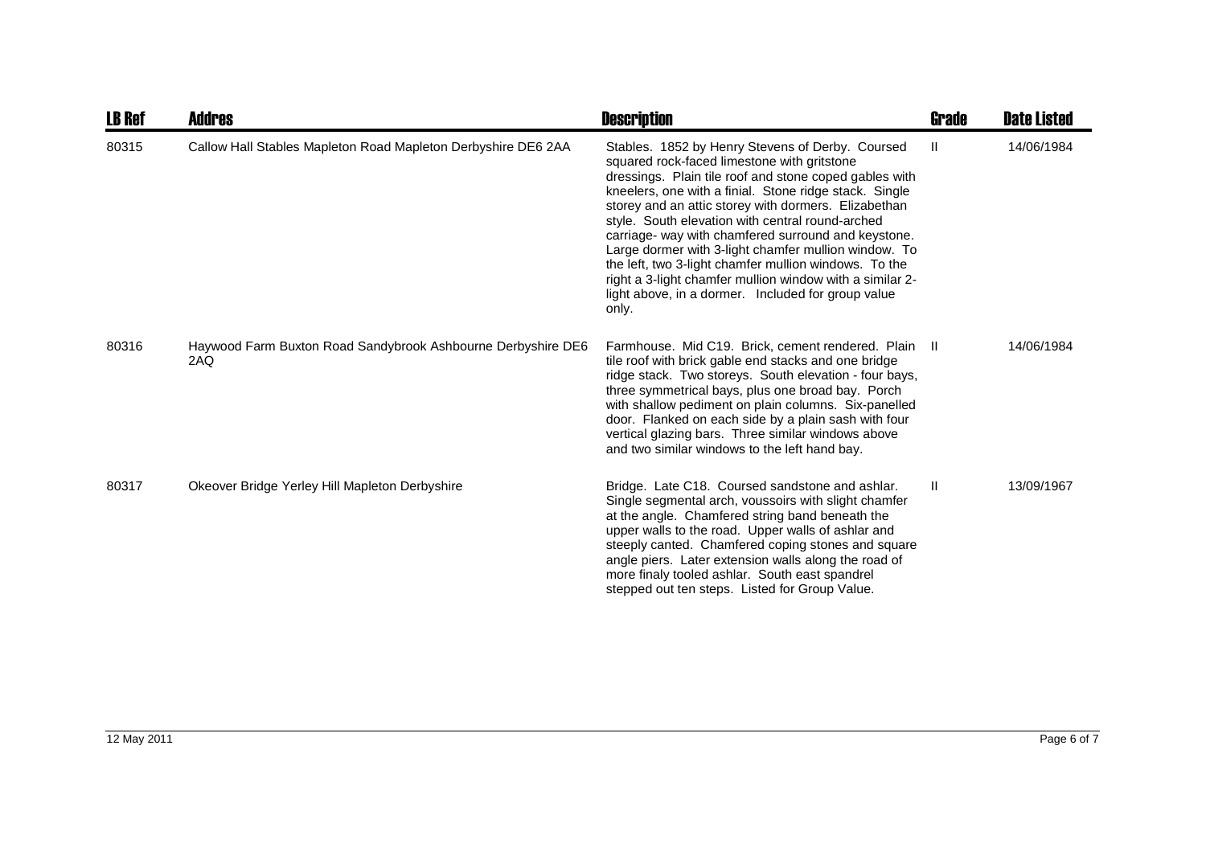| LB Ref | Addres | Description | Grade | Date Listed |
|---|---|---|---|---|
| 80315 | Callow Hall Stables Mapleton Road Mapleton Derbyshire DE6 2AA | Stables. 1852 by Henry Stevens of Derby. Coursed squared rock-faced limestone with gritstone dressings. Plain tile roof and stone coped gables with kneelers, one with a finial. Stone ridge stack. Single storey and an attic storey with dormers. Elizabethan style. South elevation with central round-arched carriage- way with chamfered surround and keystone. Large dormer with 3-light chamfer mullion window. To the left, two 3-light chamfer mullion windows. To the right a 3-light chamfer mullion window with a similar 2-light above, in a dormer. Included for group value only. | II | 14/06/1984 |
| 80316 | Haywood Farm Buxton Road Sandybrook Ashbourne Derbyshire DE6 2AQ | Farmhouse. Mid C19. Brick, cement rendered. Plain tile roof with brick gable end stacks and one bridge ridge stack. Two storeys. South elevation - four bays, three symmetrical bays, plus one broad bay. Porch with shallow pediment on plain columns. Six-panelled door. Flanked on each side by a plain sash with four vertical glazing bars. Three similar windows above and two similar windows to the left hand bay. | II | 14/06/1984 |
| 80317 | Okeover Bridge Yerley Hill Mapleton Derbyshire | Bridge. Late C18. Coursed sandstone and ashlar. Single segmental arch, voussoirs with slight chamfer at the angle. Chamfered string band beneath the upper walls to the road. Upper walls of ashlar and steeply canted. Chamfered coping stones and square angle piers. Later extension walls along the road of more finaly tooled ashlar. South east spandrel stepped out ten steps. Listed for Group Value. | II | 13/09/1967 |

12 May 2011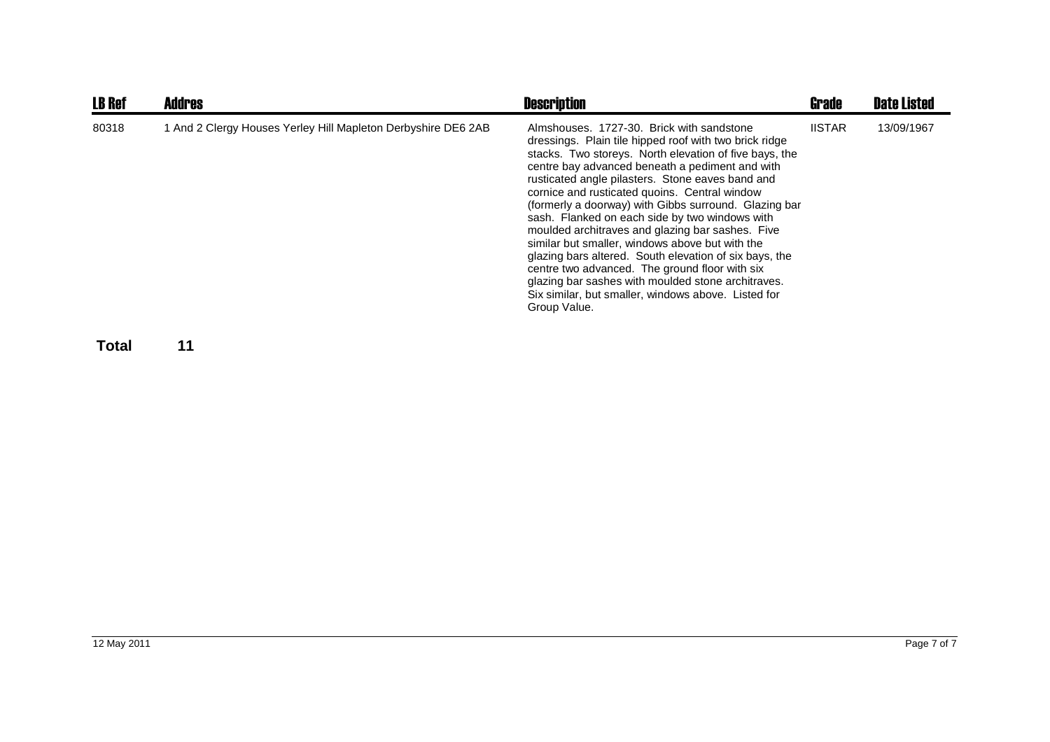| LB Ref | Addres | Description | Grade | Date Listed |
|---|---|---|---|---|
| 80318 | 1 And 2 Clergy Houses Yerley Hill Mapleton Derbyshire DE6 2AB | Almshouses. 1727-30. Brick with sandstone dressings. Plain tile hipped roof with two brick ridge stacks. Two storeys. North elevation of five bays, the centre bay advanced beneath a pediment and with rusticated angle pilasters. Stone eaves band and cornice and rusticated quoins. Central window (formerly a doorway) with Gibbs surround. Glazing bar sash. Flanked on each side by two windows with moulded architraves and glazing bar sashes. Five similar but smaller, windows above but with the glazing bars altered. South elevation of six bays, the centre two advanced. The ground floor with six glazing bar sashes with moulded stone architraves. Six similar, but smaller, windows above. Listed for Group Value. | IISTAR | 13/09/1967 |

**Total 11**

12 May 2011